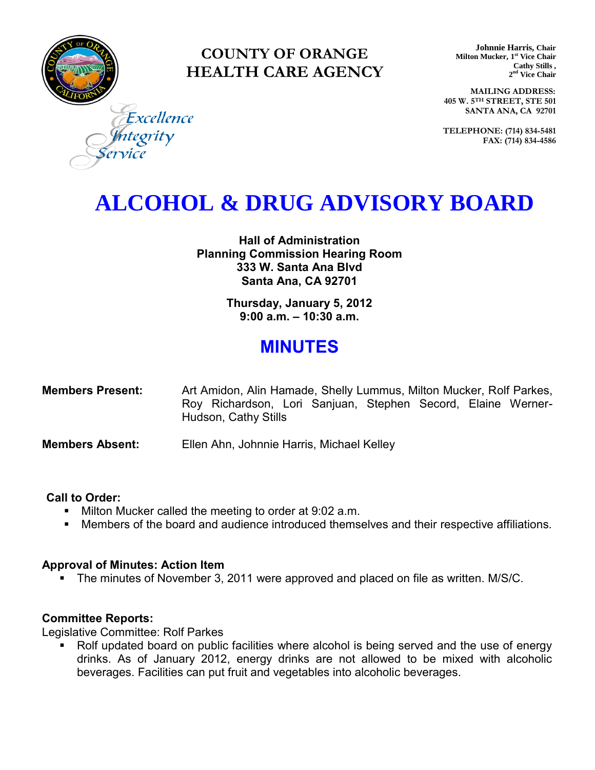# COUNTY OF ORANGE
# HEALTH CARE AGENCY

Excellence
Integrity
Service

**Johnnie Harris, Chair**
**Milton Mucker, 1st Vice Chair**
**Cathy Stills, 2nd Vice Chair**

**MAILING ADDRESS:**
**405 W. 5TH STREET, STE 501**
**SANTA ANA, CA 92701**

**TELEPHONE: (714) 834-5481**
**FAX: (714) 834-4586**

# ALCOHOL & DRUG ADVISORY BOARD

**Hall of Administration**
**Planning Commission Hearing Room**
**333 W. Santa Ana Blvd**
**Santa Ana, CA 92701**

**Thursday, January 5, 2012**
**9:00 a.m. – 10:30 a.m.**

## MINUTES

**Members Present:** Art Amidon, Alin Hamade, Shelly Lummus, Milton Mucker, Rolf Parkes, Roy Richardson, Lori Sanjuan, Stephen Secord, Elaine Werner-Hudson, Cathy Stills

**Members Absent:** Ellen Ahn, Johnnie Harris, Michael Kelley

**Call to Order:**

- Milton Mucker called the meeting to order at 9:02 a.m.
- Members of the board and audience introduced themselves and their respective affiliations.

**Approval of Minutes: Action Item**

- The minutes of November 3, 2011 were approved and placed on file as written. M/S/C.

**Committee Reports:**

Legislative Committee: Rolf Parkes

- Rolf updated board on public facilities where alcohol is being served and the use of energy drinks. As of January 2012, energy drinks are not allowed to be mixed with alcoholic beverages. Facilities can put fruit and vegetables into alcoholic beverages.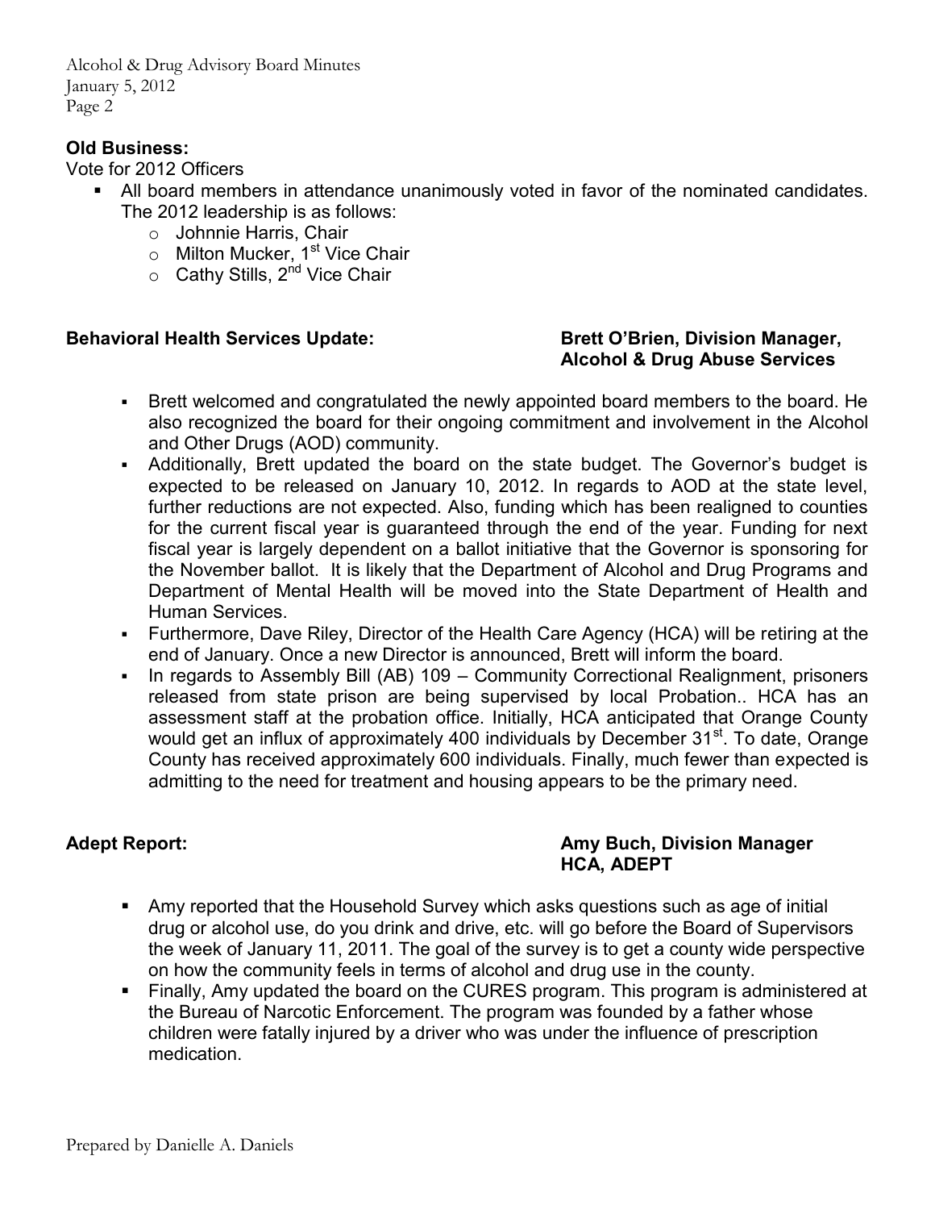**Old Business:**

Vote for 2012 Officers

- All board members in attendance unanimously voted in favor of the nominated candidates. The 2012 leadership is as follows:
  - Johnnie Harris, Chair
  - Milton Mucker, 1st Vice Chair
  - Cathy Stills, 2nd Vice Chair

**Behavioral Health Services Update:** **Brett O'Brien, Division Manager, Alcohol & Drug Abuse Services**

- Brett welcomed and congratulated the newly appointed board members to the board. He also recognized the board for their ongoing commitment and involvement in the Alcohol and Other Drugs (AOD) community.
- Additionally, Brett updated the board on the state budget. The Governor's budget is expected to be released on January 10, 2012. In regards to AOD at the state level, further reductions are not expected. Also, funding which has been realigned to counties for the current fiscal year is guaranteed through the end of the year. Funding for next fiscal year is largely dependent on a ballot initiative that the Governor is sponsoring for the November ballot. It is likely that the Department of Alcohol and Drug Programs and Department of Mental Health will be moved into the State Department of Health and Human Services.
- Furthermore, Dave Riley, Director of the Health Care Agency (HCA) will be retiring at the end of January. Once a new Director is announced, Brett will inform the board.
- In regards to Assembly Bill (AB) 109 – Community Correctional Realignment, prisoners released from state prison are being supervised by local Probation.. HCA has an assessment staff at the probation office. Initially, HCA anticipated that Orange County would get an influx of approximately 400 individuals by December 31st. To date, Orange County has received approximately 600 individuals. Finally, much fewer than expected is admitting to the need for treatment and housing appears to be the primary need.

**Adept Report:** **Amy Buch, Division Manager HCA, ADEPT**

- Amy reported that the Household Survey which asks questions such as age of initial drug or alcohol use, do you drink and drive, etc. will go before the Board of Supervisors the week of January 11, 2011. The goal of the survey is to get a county wide perspective on how the community feels in terms of alcohol and drug use in the county.
- Finally, Amy updated the board on the CURES program. This program is administered at the Bureau of Narcotic Enforcement. The program was founded by a father whose children were fatally injured by a driver who was under the influence of prescription medication.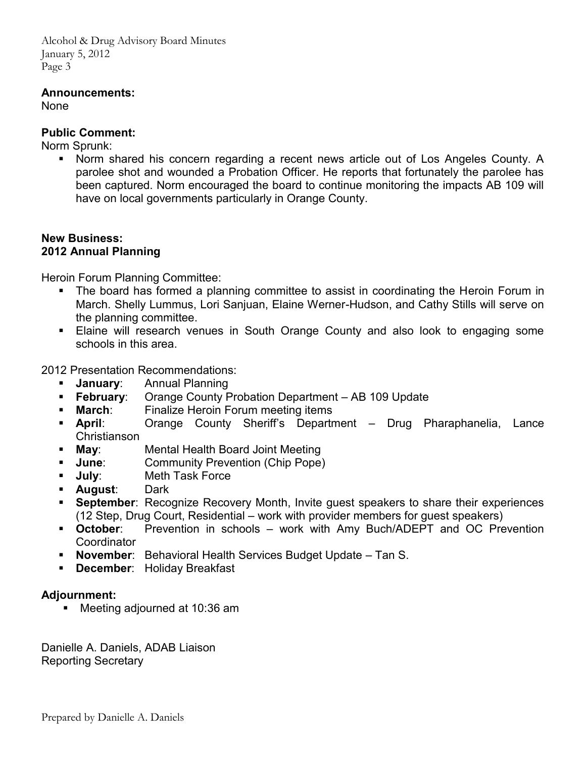**Announcements:**
None

**Public Comment:**
Norm Sprunk:

- Norm shared his concern regarding a recent news article out of Los Angeles County. A parolee shot and wounded a Probation Officer. He reports that fortunately the parolee has been captured. Norm encouraged the board to continue monitoring the impacts AB 109 will have on local governments particularly in Orange County.

**New Business:**
**2012 Annual Planning**

Heroin Forum Planning Committee:

- The board has formed a planning committee to assist in coordinating the Heroin Forum in March. Shelly Lummus, Lori Sanjuan, Elaine Werner-Hudson, and Cathy Stills will serve on the planning committee.
- Elaine will research venues in South Orange County and also look to engaging some schools in this area.

2012 Presentation Recommendations:

- **January**: Annual Planning
- **February**: Orange County Probation Department – AB 109 Update
- **March**: Finalize Heroin Forum meeting items
- **April**: Orange County Sheriff's Department – Drug Pharaphanelia, Lance Christianson
- **May**: Mental Health Board Joint Meeting
- **June**: Community Prevention (Chip Pope)
- **July**: Meth Task Force
- **August**: Dark
- **September**: Recognize Recovery Month, Invite guest speakers to share their experiences (12 Step, Drug Court, Residential – work with provider members for guest speakers)
- **October**: Prevention in schools – work with Amy Buch/ADEPT and OC Prevention Coordinator
- **November**: Behavioral Health Services Budget Update – Tan S.
- **December**: Holiday Breakfast

**Adjournment:**

- Meeting adjourned at 10:36 am

Danielle A. Daniels, ADAB Liaison
Reporting Secretary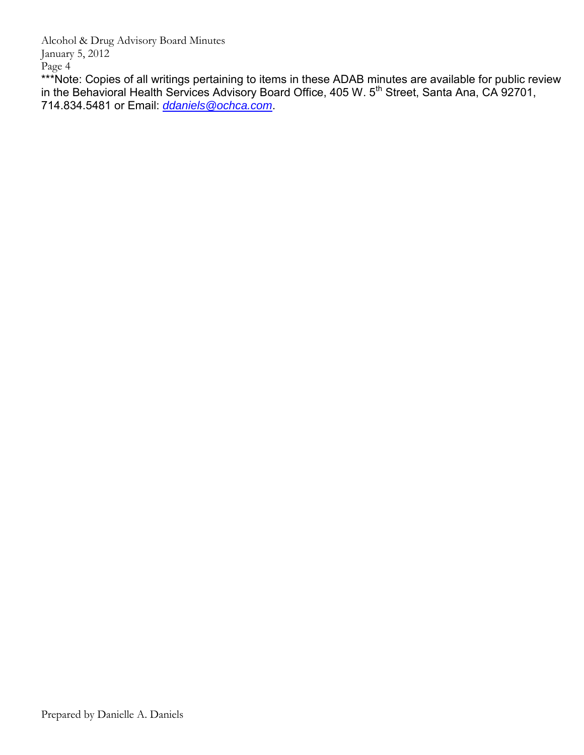***Note: Copies of all writings pertaining to items in these ADAB minutes are available for public review in the Behavioral Health Services Advisory Board Office, 405 W. 5th Street, Santa Ana, CA 92701, 714.834.5481 or Email: *ddaniels@ochca.com*.

Prepared by Danielle A. Daniels